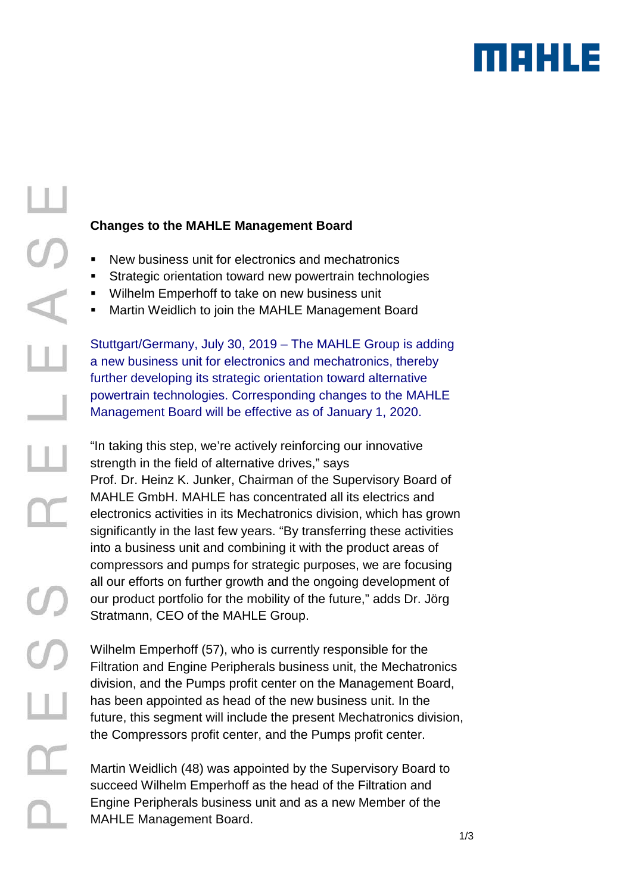**Changes to the MAHLE Management Board**

- New business unit for electronics and mechatronics
- Strategic orientation toward new powertrain technologies
- Wilhelm Emperhoff to take on new business unit
- Martin Weidlich to join the MAHLE Management Board

Stuttgart/Germany, July 30, 2019 – The MAHLE Group is adding a new business unit for electronics and mechatronics, thereby further developing its strategic orientation toward alternative powertrain technologies. Corresponding changes to the MAHLE Management Board will be effective as of January 1, 2020.

"In taking this step, we're actively reinforcing our innovative strength in the field of alternative drives," says Prof. Dr. Heinz K. Junker, Chairman of the Supervisory Board of MAHLE GmbH. MAHLE has concentrated all its electrics and electronics activities in its Mechatronics division, which has grown significantly in the last few years. "By transferring these activities into a business unit and combining it with the product areas of compressors and pumps for strategic purposes, we are focusing all our efforts on further growth and the ongoing development of our product portfolio for the mobility of the future," adds Dr. Jörg Stratmann, CEO of the MAHLE Group.

Wilhelm Emperhoff (57), who is currently responsible for the Filtration and Engine Peripherals business unit, the Mechatronics division, and the Pumps profit center on the Management Board, has been appointed as head of the new business unit. In the future, this segment will include the present Mechatronics division, the Compressors profit center, and the Pumps profit center.

Martin Weidlich (48) was appointed by the Supervisory Board to succeed Wilhelm Emperhoff as the head of the Filtration and Engine Peripherals business unit and as a new Member of the MAHLE Management Board.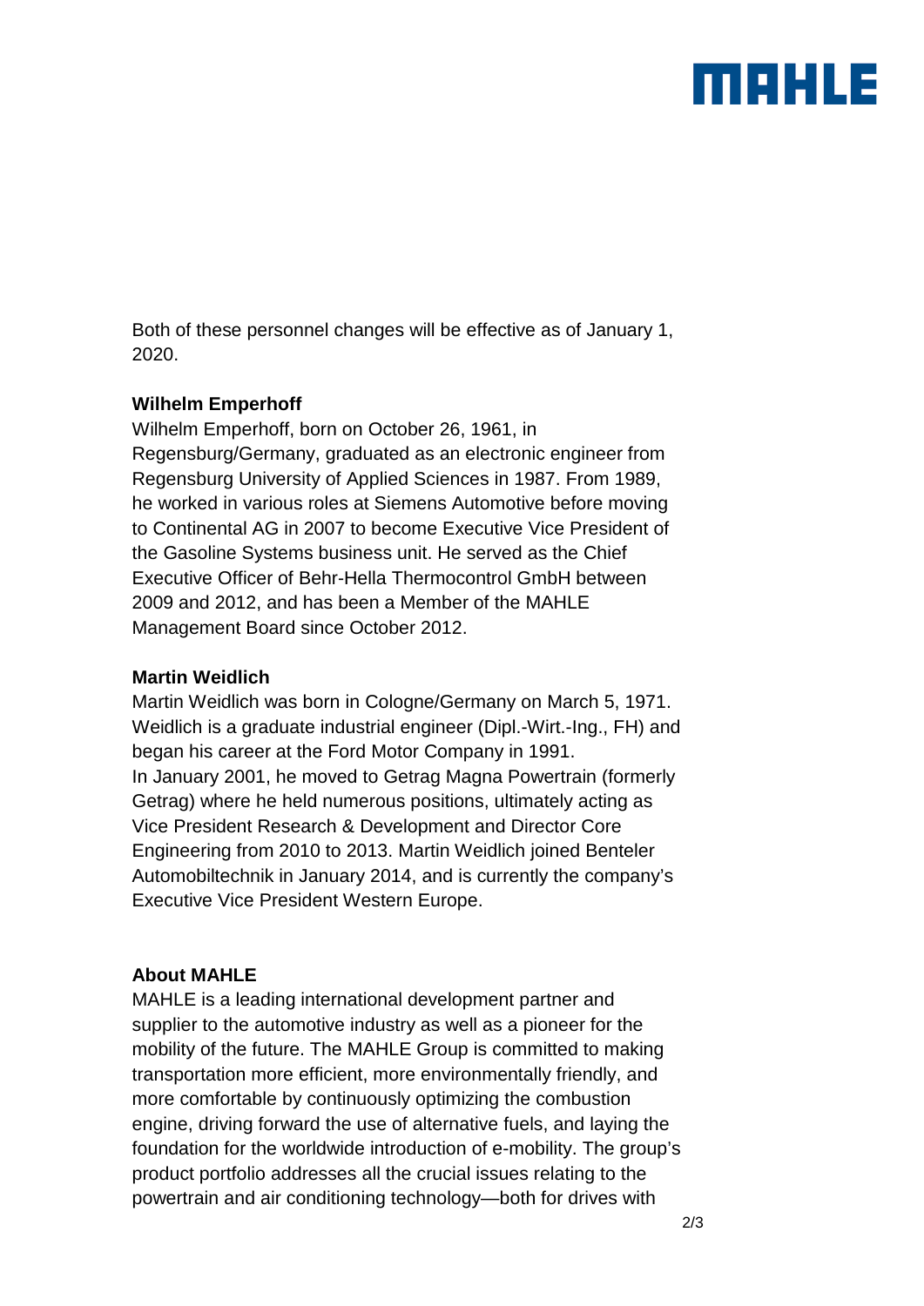Both of these personnel changes will be effective as of January 1, 2020.

**Wilhelm Emperhoff**
Wilhelm Emperhoff, born on October 26, 1961, in Regensburg/Germany, graduated as an electronic engineer from Regensburg University of Applied Sciences in 1987. From 1989, he worked in various roles at Siemens Automotive before moving to Continental AG in 2007 to become Executive Vice President of the Gasoline Systems business unit. He served as the Chief Executive Officer of Behr-Hella Thermocontrol GmbH between 2009 and 2012, and has been a Member of the MAHLE Management Board since October 2012.

**Martin Weidlich**
Martin Weidlich was born in Cologne/Germany on March 5, 1971. Weidlich is a graduate industrial engineer (Dipl.-Wirt.-Ing., FH) and began his career at the Ford Motor Company in 1991.
In January 2001, he moved to Getrag Magna Powertrain (formerly Getrag) where he held numerous positions, ultimately acting as Vice President Research & Development and Director Core Engineering from 2010 to 2013. Martin Weidlich joined Benteler Automobiltechnik in January 2014, and is currently the company's Executive Vice President Western Europe.

**About MAHLE**
MAHLE is a leading international development partner and supplier to the automotive industry as well as a pioneer for the mobility of the future. The MAHLE Group is committed to making transportation more efficient, more environmentally friendly, and more comfortable by continuously optimizing the combustion engine, driving forward the use of alternative fuels, and laying the foundation for the worldwide introduction of e-mobility. The group's product portfolio addresses all the crucial issues relating to the powertrain and air conditioning technology—both for drives with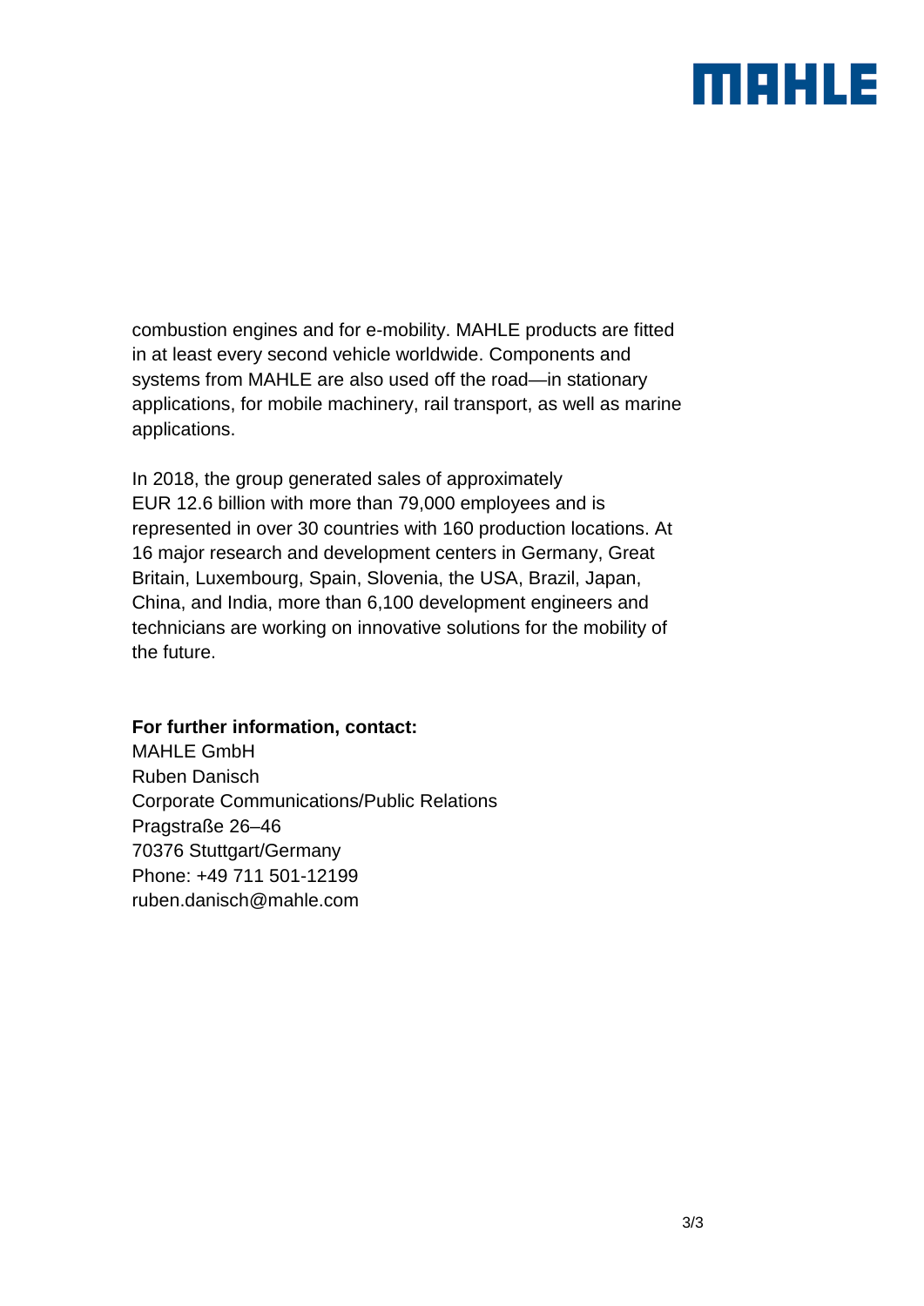combustion engines and for e-mobility. MAHLE products are fitted in at least every second vehicle worldwide. Components and systems from MAHLE are also used off the road—in stationary applications, for mobile machinery, rail transport, as well as marine applications.

In 2018, the group generated sales of approximately EUR 12.6 billion with more than 79,000 employees and is represented in over 30 countries with 160 production locations. At 16 major research and development centers in Germany, Great Britain, Luxembourg, Spain, Slovenia, the USA, Brazil, Japan, China, and India, more than 6,100 development engineers and technicians are working on innovative solutions for the mobility of the future.

**For further information, contact:**
MAHLE GmbH
Ruben Danisch
Corporate Communications/Public Relations
Pragstraße 26–46
70376 Stuttgart/Germany
Phone: +49 711 501-12199
ruben.danisch@mahle.com